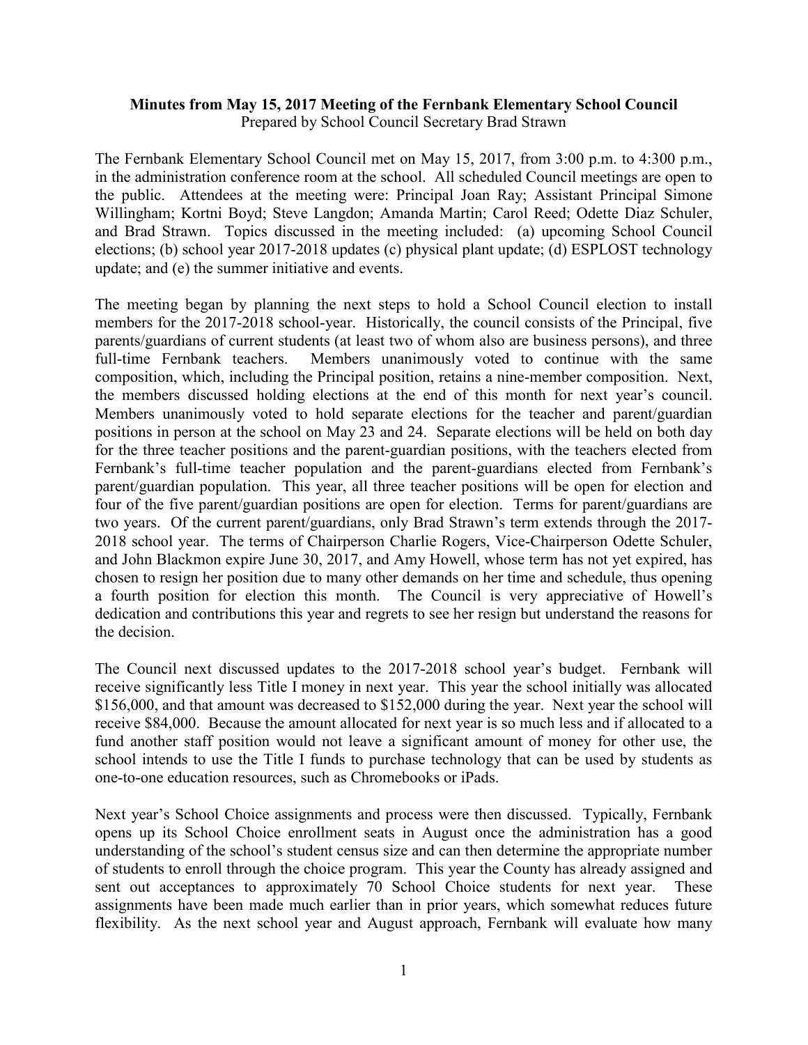**Minutes from May 15, 2017 Meeting of the Fernbank Elementary School Council**
Prepared by School Council Secretary Brad Strawn

The Fernbank Elementary School Council met on May 15, 2017, from 3:00 p.m. to 4:300 p.m., in the administration conference room at the school. All scheduled Council meetings are open to the public. Attendees at the meeting were: Principal Joan Ray; Assistant Principal Simone Willingham; Kortni Boyd; Steve Langdon; Amanda Martin; Carol Reed; Odette Diaz Schuler, and Brad Strawn. Topics discussed in the meeting included: (a) upcoming School Council elections; (b) school year 2017-2018 updates (c) physical plant update; (d) ESPLOST technology update; and (e) the summer initiative and events.

The meeting began by planning the next steps to hold a School Council election to install members for the 2017-2018 school-year. Historically, the council consists of the Principal, five parents/guardians of current students (at least two of whom also are business persons), and three full-time Fernbank teachers. Members unanimously voted to continue with the same composition, which, including the Principal position, retains a nine-member composition. Next, the members discussed holding elections at the end of this month for next year's council. Members unanimously voted to hold separate elections for the teacher and parent/guardian positions in person at the school on May 23 and 24. Separate elections will be held on both day for the three teacher positions and the parent-guardian positions, with the teachers elected from Fernbank's full-time teacher population and the parent-guardians elected from Fernbank's parent/guardian population. This year, all three teacher positions will be open for election and four of the five parent/guardian positions are open for election. Terms for parent/guardians are two years. Of the current parent/guardians, only Brad Strawn's term extends through the 2017-2018 school year. The terms of Chairperson Charlie Rogers, Vice-Chairperson Odette Schuler, and John Blackmon expire June 30, 2017, and Amy Howell, whose term has not yet expired, has chosen to resign her position due to many other demands on her time and schedule, thus opening a fourth position for election this month. The Council is very appreciative of Howell's dedication and contributions this year and regrets to see her resign but understand the reasons for the decision.

The Council next discussed updates to the 2017-2018 school year's budget. Fernbank will receive significantly less Title I money in next year. This year the school initially was allocated \$156,000, and that amount was decreased to \$152,000 during the year. Next year the school will receive \$84,000. Because the amount allocated for next year is so much less and if allocated to a fund another staff position would not leave a significant amount of money for other use, the school intends to use the Title I funds to purchase technology that can be used by students as one-to-one education resources, such as Chromebooks or iPads.

Next year's School Choice assignments and process were then discussed. Typically, Fernbank opens up its School Choice enrollment seats in August once the administration has a good understanding of the school's student census size and can then determine the appropriate number of students to enroll through the choice program. This year the County has already assigned and sent out acceptances to approximately 70 School Choice students for next year. These assignments have been made much earlier than in prior years, which somewhat reduces future flexibility. As the next school year and August approach, Fernbank will evaluate how many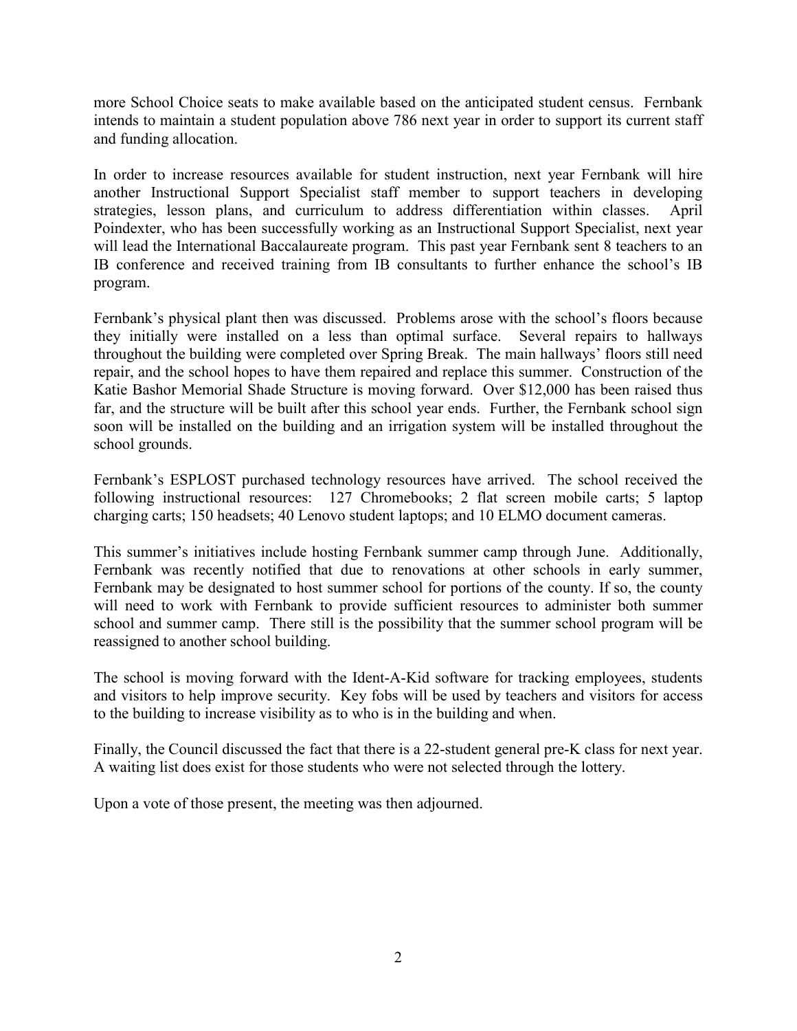more School Choice seats to make available based on the anticipated student census. Fernbank intends to maintain a student population above 786 next year in order to support its current staff and funding allocation.

In order to increase resources available for student instruction, next year Fernbank will hire another Instructional Support Specialist staff member to support teachers in developing strategies, lesson plans, and curriculum to address differentiation within classes. April Poindexter, who has been successfully working as an Instructional Support Specialist, next year will lead the International Baccalaureate program. This past year Fernbank sent 8 teachers to an IB conference and received training from IB consultants to further enhance the school's IB program.

Fernbank's physical plant then was discussed. Problems arose with the school's floors because they initially were installed on a less than optimal surface. Several repairs to hallways throughout the building were completed over Spring Break. The main hallways' floors still need repair, and the school hopes to have them repaired and replace this summer. Construction of the Katie Bashor Memorial Shade Structure is moving forward. Over $12,000 has been raised thus far, and the structure will be built after this school year ends. Further, the Fernbank school sign soon will be installed on the building and an irrigation system will be installed throughout the school grounds.

Fernbank's ESPLOST purchased technology resources have arrived. The school received the following instructional resources: 127 Chromebooks; 2 flat screen mobile carts; 5 laptop charging carts; 150 headsets; 40 Lenovo student laptops; and 10 ELMO document cameras.

This summer's initiatives include hosting Fernbank summer camp through June. Additionally, Fernbank was recently notified that due to renovations at other schools in early summer, Fernbank may be designated to host summer school for portions of the county. If so, the county will need to work with Fernbank to provide sufficient resources to administer both summer school and summer camp. There still is the possibility that the summer school program will be reassigned to another school building.

The school is moving forward with the Ident-A-Kid software for tracking employees, students and visitors to help improve security. Key fobs will be used by teachers and visitors for access to the building to increase visibility as to who is in the building and when.

Finally, the Council discussed the fact that there is a 22-student general pre-K class for next year. A waiting list does exist for those students who were not selected through the lottery.

Upon a vote of those present, the meeting was then adjourned.